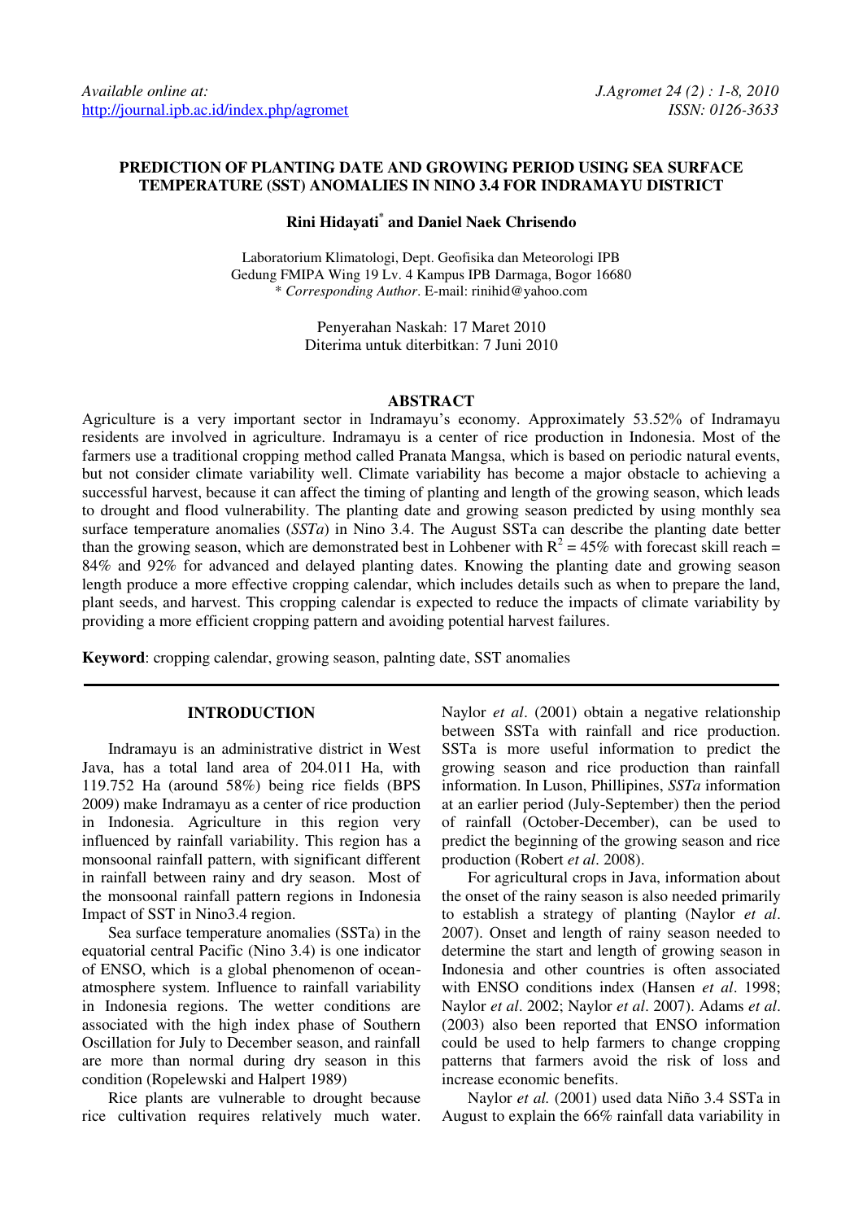Available online at:
http://journal.ipb.ac.id/index.php/agromet

# PREDICTION OF PLANTING DATE AND GROWING PERIOD USING SEA SURFACE TEMPERATURE (SST) ANOMALIES IN NINO 3.4 FOR INDRAMAYU DISTRICT

**Rini Hidayati[*] and Daniel Naek Chrisendo**

Laboratorium Klimatologi, Dept. Geofisika dan Meteorologi IPB
Gedung FMIPA Wing 19 Lv. 4 Kampus IPB Darmaga, Bogor 16680
\* *Corresponding Author*. E-mail: rinihid@yahoo.com

Penyerahan Naskah: 17 Maret 2010
Diterima untuk diterbitkan: 7 Juni 2010

## ABSTRACT

Agriculture is a very important sector in Indramayu's economy. Approximately 53.52% of Indramayu residents are involved in agriculture. Indramayu is a center of rice production in Indonesia. Most of the farmers use a traditional cropping method called Pranata Mangsa, which is based on periodic natural events, but not consider climate variability well. Climate variability has become a major obstacle to achieving a successful harvest, because it can affect the timing of planting and length of the growing season, which leads to drought and flood vulnerability. The planting date and growing season predicted by using monthly sea surface temperature anomalies (*SSTa*) in Nino 3.4. The August SSTa can describe the planting date better than the growing season, which are demonstrated best in Lohbener with $R^2$ = 45% with forecast skill reach = 84% and 92% for advanced and delayed planting dates. Knowing the planting date and growing season length produce a more effective cropping calendar, which includes details such as when to prepare the land, plant seeds, and harvest. This cropping calendar is expected to reduce the impacts of climate variability by providing a more efficient cropping pattern and avoiding potential harvest failures.

**Keyword**: cropping calendar, growing season, palnting date, SST anomalies

## INTRODUCTION

Indramayu is an administrative district in West Java, has a total land area of 204.011 Ha, with 119.752 Ha (around 58%) being rice fields (BPS 2009) make Indramayu as a center of rice production in Indonesia. Agriculture in this region very influenced by rainfall variability. This region has a monsoonal rainfall pattern, with significant different in rainfall between rainy and dry season. Most of the monsoonal rainfall pattern regions in Indonesia Impact of SST in Nino3.4 region.

Sea surface temperature anomalies (SSTa) in the equatorial central Pacific (Nino 3.4) is one indicator of ENSO, which is a global phenomenon of ocean-atmosphere system. Influence to rainfall variability in Indonesia regions. The wetter conditions are associated with the high index phase of Southern Oscillation for July to December season, and rainfall are more than normal during dry season in this condition (Ropelewski and Halpert 1989)

Rice plants are vulnerable to drought because rice cultivation requires relatively much water. Naylor *et al*. (2001) obtain a negative relationship between SSTa with rainfall and rice production. SSTa is more useful information to predict the growing season and rice production than rainfall information. In Luson, Phillipines, *SSTa* information at an earlier period (July-September) then the period of rainfall (October-December), can be used to predict the beginning of the growing season and rice production (Robert *et al*. 2008).

For agricultural crops in Java, information about the onset of the rainy season is also needed primarily to establish a strategy of planting (Naylor *et al*. 2007). Onset and length of rainy season needed to determine the start and length of growing season in Indonesia and other countries is often associated with ENSO conditions index (Hansen *et al*. 1998; Naylor *et al*. 2002; Naylor *et al*. 2007). Adams *et al*. (2003) also been reported that ENSO information could be used to help farmers to change cropping patterns that farmers avoid the risk of loss and increase economic benefits.

Naylor *et al.* (2001) used data Niño 3.4 SSTa in August to explain the 66% rainfall data variability in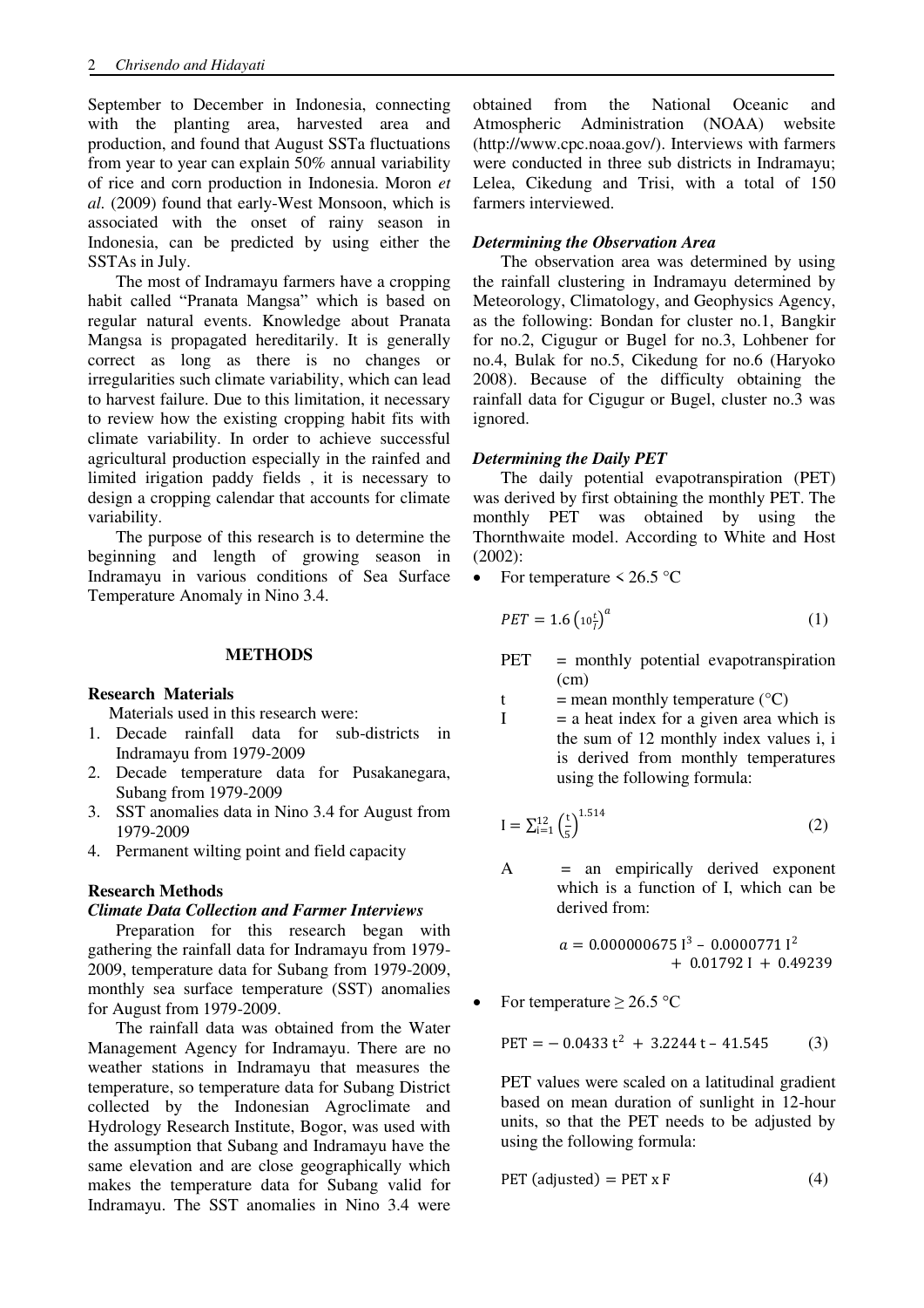September to December in Indonesia, connecting with the planting area, harvested area and production, and found that August SSTa fluctuations from year to year can explain 50% annual variability of rice and corn production in Indonesia. Moron *et al.* (2009) found that early-West Monsoon, which is associated with the onset of rainy season in Indonesia, can be predicted by using either the SSTAs in July.

The most of Indramayu farmers have a cropping habit called "Pranata Mangsa" which is based on regular natural events. Knowledge about Pranata Mangsa is propagated hereditarily. It is generally correct as long as there is no changes or irregularities such climate variability, which can lead to harvest failure. Due to this limitation, it necessary to review how the existing cropping habit fits with climate variability. In order to achieve successful agricultural production especially in the rainfed and limited irigation paddy fields , it is necessary to design a cropping calendar that accounts for climate variability.

The purpose of this research is to determine the beginning and length of growing season in Indramayu in various conditions of Sea Surface Temperature Anomaly in Nino 3.4.

## METHODS

### Research Materials

Materials used in this research were:

1. Decade rainfall data for sub-districts in Indramayu from 1979-2009
2. Decade temperature data for Pusakanegara, Subang from 1979-2009
3. SST anomalies data in Nino 3.4 for August from 1979-2009
4. Permanent wilting point and field capacity

### Research Methods

#### *Climate Data Collection and Farmer Interviews*

Preparation for this research began with gathering the rainfall data for Indramayu from 1979-2009, temperature data for Subang from 1979-2009, monthly sea surface temperature (SST) anomalies for August from 1979-2009.

The rainfall data was obtained from the Water Management Agency for Indramayu. There are no weather stations in Indramayu that measures the temperature, so temperature data for Subang District collected by the Indonesian Agroclimate and Hydrology Research Institute, Bogor, was used with the assumption that Subang and Indramayu have the same elevation and are close geographically which makes the temperature data for Subang valid for Indramayu. The SST anomalies in Nino 3.4 were obtained from the National Oceanic and Atmospheric Administration (NOAA) website (http://www.cpc.noaa.gov/). Interviews with farmers were conducted in three sub districts in Indramayu; Lelea, Cikedung and Trisi, with a total of 150 farmers interviewed.

#### *Determining the Observation Area*

The observation area was determined by using the rainfall clustering in Indramayu determined by Meteorology, Climatology, and Geophysics Agency, as the following: Bondan for cluster no.1, Bangkir for no.2, Cigugur or Bugel for no.3, Lohbener for no.4, Bulak for no.5, Cikedung for no.6 (Haryoko 2008). Because of the difficulty obtaining the rainfall data for Cigugur or Bugel, cluster no.3 was ignored.

#### *Determining the Daily PET*

The daily potential evapotranspiration (PET) was derived by first obtaining the monthly PET. The monthly PET was obtained by using the Thornthwaite model. According to White and Host (2002):

- For temperature < 26.5 °C

$$PET = 1.6\left(10\frac{t}{I}\right)^{a} \quad (1)$$

PET = monthly potential evapotranspiration (cm)

t = mean monthly temperature (°C)

I = a heat index for a given area which is the sum of 12 monthly index values i, i is derived from monthly temperatures using the following formula:

$$\mathrm{I} = \sum_{i=1}^{12}\left(\frac{t}{5}\right)^{1.514} \quad (2)$$

A = an empirically derived exponent which is a function of I, which can be derived from:

$$a = 0.000000675\,\mathrm{I}^3 - 0.0000771\,\mathrm{I}^2 + 0.01792\,\mathrm{I} + 0.49239$$

- For temperature ≥ 26.5 °C

$$\mathrm{PET} = -0.0433\,t^2 + 3.2244\,t - 41.545 \quad (3)$$

PET values were scaled on a latitudinal gradient based on mean duration of sunlight in 12-hour units, so that the PET needs to be adjusted by using the following formula:

$$\mathrm{PET\ (adjusted)} = \mathrm{PET} \times \mathrm{F} \quad (4)$$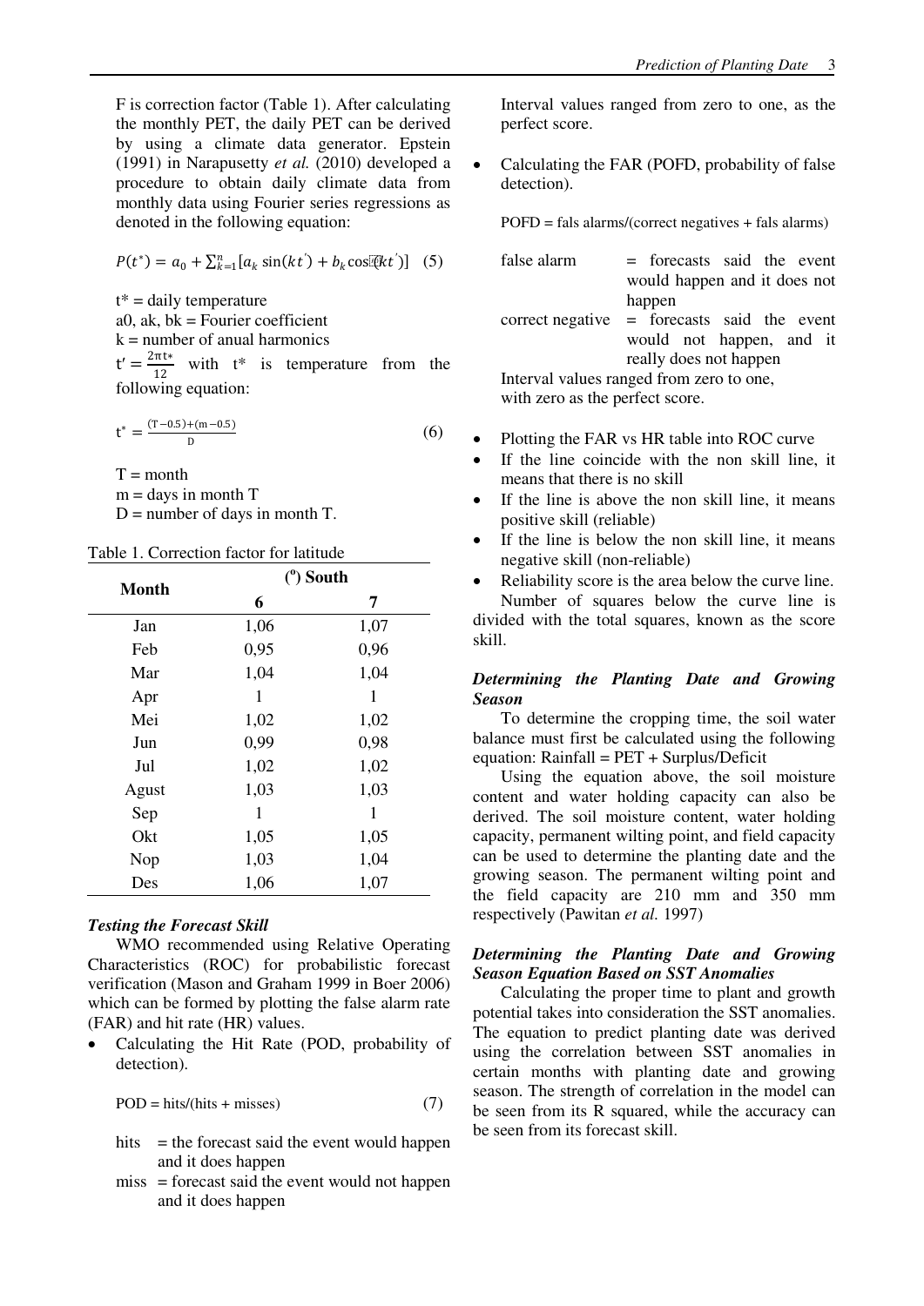F is correction factor (Table 1). After calculating the monthly PET, the daily PET can be derived by using a climate data generator. Epstein (1991) in Narapusetty *et al.* (2010) developed a procedure to obtain daily climate data from monthly data using Fourier series regressions as denoted in the following equation:

$$P(t^*) = a_0 + \sum_{k=1}^{n}[a_k \sin(kt') + b_k \cos(kt')] \quad (5)$$

$t^*$ = daily temperature
a0, ak, bk = Fourier coefficient
k = number of anual harmonics
$t' = \frac{2\pi t*}{12}$ with $t^*$ is temperature from the following equation:

$$t^* = \frac{(T-0.5)+(m-0.5)}{D} \quad (6)$$

T = month
m = days in month T
D = number of days in month T.

Table 1. Correction factor for latitude

| Month | (°) South | |
|---|---|---|
| | 6 | 7 |
| Jan | 1,06 | 1,07 |
| Feb | 0,95 | 0,96 |
| Mar | 1,04 | 1,04 |
| Apr | 1 | 1 |
| Mei | 1,02 | 1,02 |
| Jun | 0,99 | 0,98 |
| Jul | 1,02 | 1,02 |
| Agust | 1,03 | 1,03 |
| Sep | 1 | 1 |
| Okt | 1,05 | 1,05 |
| Nop | 1,03 | 1,04 |
| Des | 1,06 | 1,07 |

### *Testing the Forecast Skill*

WMO recommended using Relative Operating Characteristics (ROC) for probabilistic forecast verification (Mason and Graham 1999 in Boer 2006) which can be formed by plotting the false alarm rate (FAR) and hit rate (HR) values.

- Calculating the Hit Rate (POD, probability of detection).

  POD = hits/(hits + misses) (7)

  hits = the forecast said the event would happen and it does happen
  miss = forecast said the event would not happen and it does happen

  Interval values ranged from zero to one, as the perfect score.

- Calculating the FAR (POFD, probability of false detection).

  POFD = fals alarms/(correct negatives + fals alarms)

  false alarm = forecasts said the event would happen and it does not happen
  correct negative = forecasts said the event would not happen, and it really does not happen

  Interval values ranged from zero to one, with zero as the perfect score.

- Plotting the FAR vs HR table into ROC curve
- If the line coincide with the non skill line, it means that there is no skill
- If the line is above the non skill line, it means positive skill (reliable)
- If the line is below the non skill line, it means negative skill (non-reliable)
- Reliability score is the area below the curve line.

Number of squares below the curve line is divided with the total squares, known as the score skill.

### *Determining the Planting Date and Growing Season*

To determine the cropping time, the soil water balance must first be calculated using the following equation: Rainfall = PET + Surplus/Deficit

Using the equation above, the soil moisture content and water holding capacity can also be derived. The soil moisture content, water holding capacity, permanent wilting point, and field capacity can be used to determine the planting date and the growing season. The permanent wilting point and the field capacity are 210 mm and 350 mm respectively (Pawitan *et al.* 1997)

### *Determining the Planting Date and Growing Season Equation Based on SST Anomalies*

Calculating the proper time to plant and growth potential takes into consideration the SST anomalies. The equation to predict planting date was derived using the correlation between SST anomalies in certain months with planting date and growing season. The strength of correlation in the model can be seen from its R squared, while the accuracy can be seen from its forecast skill.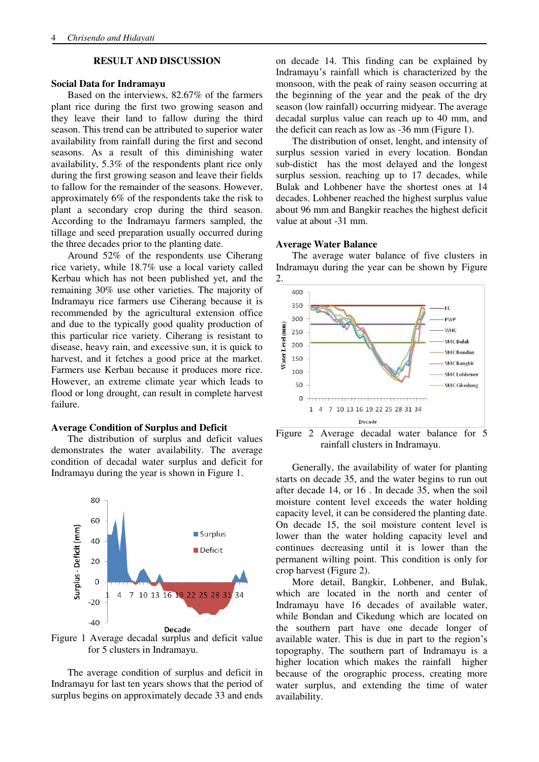## RESULT AND DISCUSSION

### Social Data for Indramayu

Based on the interviews, 82.67% of the farmers plant rice during the first two growing season and they leave their land to fallow during the third season. This trend can be attributed to superior water availability from rainfall during the first and second seasons. As a result of this diminishing water availability, 5.3% of the respondents plant rice only during the first growing season and leave their fields to fallow for the remainder of the seasons. However, approximately 6% of the respondents take the risk to plant a secondary crop during the third season. According to the Indramayu farmers sampled, the tillage and seed preparation usually occurred during the three decades prior to the planting date.

Around 52% of the respondents use Ciherang rice variety, while 18.7% use a local variety called Kerbau which has not been published yet, and the remaining 30% use other varieties. The majority of Indramayu rice farmers use Ciherang because it is recommended by the agricultural extension office and due to the typically good quality production of this particular rice variety. Ciherang is resistant to disease, heavy rain, and excessive sun, it is quick to harvest, and it fetches a good price at the market. Farmers use Kerbau because it produces more rice. However, an extreme climate year which leads to flood or long drought, can result in complete harvest failure.

### Average Condition of Surplus and Deficit

The distribution of surplus and deficit values demonstrates the water availability. The average condition of decadal water surplus and deficit for Indramayu during the year is shown in Figure 1.

Figure 1 Average decadal surplus and deficit value for 5 clusters in Indramayu.

The average condition of surplus and deficit in Indramayu for last ten years shows that the period of surplus begins on approximately decade 33 and ends on decade 14. This finding can be explained by Indramayu's rainfall which is characterized by the monsoon, with the peak of rainy season occurring at the beginning of the year and the peak of the dry season (low rainfall) occurring midyear. The average decadal surplus value can reach up to 40 mm, and the deficit can reach as low as -36 mm (Figure 1).

The distribution of onset, lenght, and intensity of surplus session varied in every location. Bondan sub-distict has the most delayed and the longest surplus session, reaching up to 17 decades, while Bulak and Lohbener have the shortest ones at 14 decades. Lohbener reached the highest surplus value about 96 mm and Bangkir reaches the highest deficit value at about -31 mm.

### Average Water Balance

The average water balance of five clusters in Indramayu during the year can be shown by Figure 2.

Figure 2 Average decadal water balance for 5 rainfall clusters in Indramayu.

Generally, the availability of water for planting starts on decade 35, and the water begins to run out after decade 14, or 16 . In decade 35, when the soil moisture content level exceeds the water holding capacity level, it can be considered the planting date. On decade 15, the soil moisture content level is lower than the water holding capacity level and continues decreasing until it is lower than the permanent wilting point. This condition is only for crop harvest (Figure 2).

More detail, Bangkir, Lohbener, and Bulak, which are located in the north and center of Indramayu have 16 decades of available water, while Bondan and Cikedung which are located on the southern part have one decade longer of available water. This is due in part to the region's topography. The southern part of Indramayu is a higher location which makes the rainfall higher because of the orographic process, creating more water surplus, and extending the time of water availability.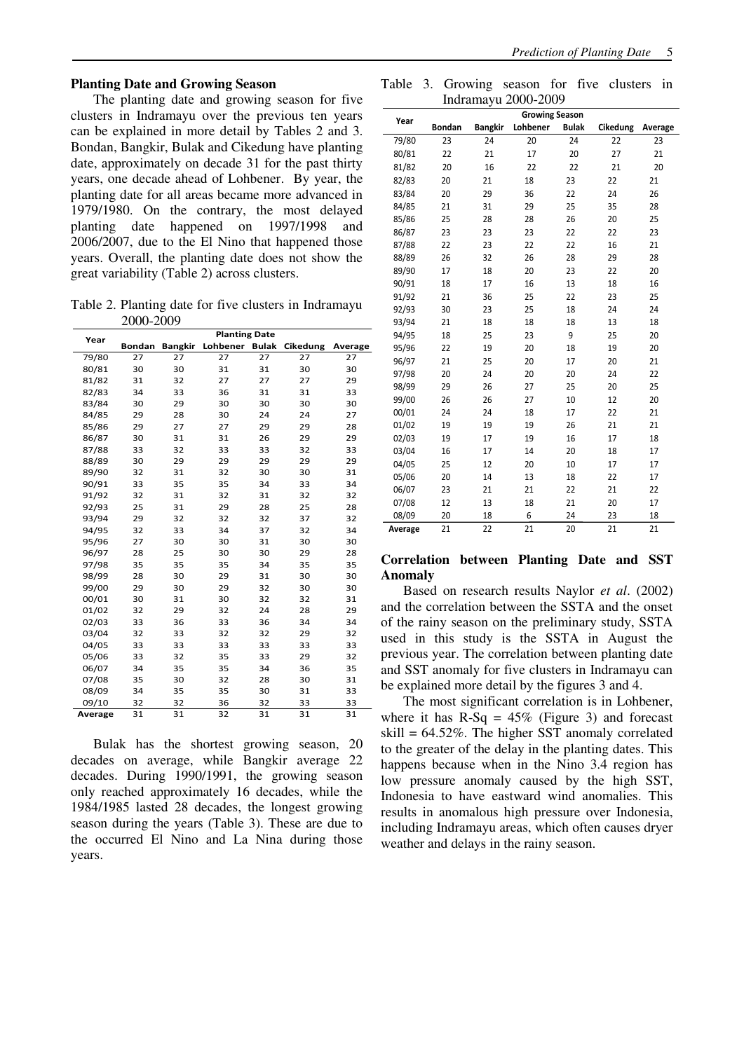## Planting Date and Growing Season

The planting date and growing season for five clusters in Indramayu over the previous ten years can be explained in more detail by Tables 2 and 3. Bondan, Bangkir, Bulak and Cikedung have planting date, approximately on decade 31 for the past thirty years, one decade ahead of Lohbener. By year, the planting date for all areas became more advanced in 1979/1980. On the contrary, the most delayed planting date happened on 1997/1998 and 2006/2007, due to the El Nino that happened those years. Overall, the planting date does not show the great variability (Table 2) across clusters.

Table 2. Planting date for five clusters in Indramayu 2000-2009

| Year | Planting Date | | | | | |
|---|---|---|---|---|---|---|
| | Bondan | Bangkir | Lohbener | Bulak | Cikedung | Average |
| 79/80 | 27 | 27 | 27 | 27 | 27 | 27 |
| 80/81 | 30 | 30 | 31 | 31 | 30 | 30 |
| 81/82 | 31 | 32 | 27 | 27 | 27 | 29 |
| 82/83 | 34 | 33 | 36 | 31 | 31 | 33 |
| 83/84 | 30 | 29 | 30 | 30 | 30 | 30 |
| 84/85 | 29 | 28 | 30 | 24 | 24 | 27 |
| 85/86 | 29 | 27 | 27 | 29 | 29 | 28 |
| 86/87 | 30 | 31 | 31 | 26 | 29 | 29 |
| 87/88 | 33 | 32 | 33 | 33 | 32 | 33 |
| 88/89 | 30 | 29 | 29 | 29 | 29 | 29 |
| 89/90 | 32 | 31 | 32 | 30 | 30 | 31 |
| 90/91 | 33 | 35 | 35 | 34 | 33 | 34 |
| 91/92 | 32 | 31 | 32 | 31 | 32 | 32 |
| 92/93 | 25 | 31 | 29 | 28 | 25 | 28 |
| 93/94 | 29 | 32 | 32 | 32 | 37 | 32 |
| 94/95 | 32 | 33 | 34 | 37 | 32 | 34 |
| 95/96 | 27 | 30 | 30 | 31 | 30 | 30 |
| 96/97 | 28 | 25 | 30 | 30 | 29 | 28 |
| 97/98 | 35 | 35 | 35 | 34 | 35 | 35 |
| 98/99 | 28 | 30 | 29 | 31 | 30 | 30 |
| 99/00 | 29 | 30 | 29 | 32 | 30 | 30 |
| 00/01 | 30 | 31 | 30 | 32 | 32 | 31 |
| 01/02 | 32 | 29 | 32 | 24 | 28 | 29 |
| 02/03 | 33 | 36 | 33 | 36 | 34 | 34 |
| 03/04 | 32 | 33 | 32 | 32 | 29 | 32 |
| 04/05 | 33 | 33 | 33 | 33 | 33 | 33 |
| 05/06 | 33 | 32 | 35 | 33 | 29 | 32 |
| 06/07 | 34 | 35 | 35 | 34 | 36 | 35 |
| 07/08 | 35 | 30 | 32 | 28 | 30 | 31 |
| 08/09 | 34 | 35 | 35 | 30 | 31 | 33 |
| 09/10 | 32 | 32 | 36 | 32 | 33 | 33 |
| Average | 31 | 31 | 32 | 31 | 31 | 31 |

Bulak has the shortest growing season, 20 decades on average, while Bangkir average 22 decades. During 1990/1991, the growing season only reached approximately 16 decades, while the 1984/1985 lasted 28 decades, the longest growing season during the years (Table 3). These are due to the occurred El Nino and La Nina during those years.

Table 3. Growing season for five clusters in Indramayu 2000-2009

| Year | Growing Season | | | | | |
|---|---|---|---|---|---|---|
| | Bondan | Bangkir | Lohbener | Bulak | Cikedung | Average |
| 79/80 | 23 | 24 | 20 | 24 | 22 | 23 |
| 80/81 | 22 | 21 | 17 | 20 | 27 | 21 |
| 81/82 | 20 | 16 | 22 | 22 | 21 | 20 |
| 82/83 | 20 | 21 | 18 | 23 | 22 | 21 |
| 83/84 | 20 | 29 | 36 | 22 | 24 | 26 |
| 84/85 | 21 | 31 | 29 | 25 | 35 | 28 |
| 85/86 | 25 | 28 | 28 | 26 | 20 | 25 |
| 86/87 | 23 | 23 | 23 | 22 | 22 | 23 |
| 87/88 | 22 | 23 | 22 | 22 | 16 | 21 |
| 88/89 | 26 | 32 | 26 | 28 | 29 | 28 |
| 89/90 | 17 | 18 | 20 | 23 | 22 | 20 |
| 90/91 | 18 | 17 | 16 | 13 | 18 | 16 |
| 91/92 | 21 | 36 | 25 | 22 | 23 | 25 |
| 92/93 | 30 | 23 | 25 | 18 | 24 | 24 |
| 93/94 | 21 | 18 | 18 | 18 | 13 | 18 |
| 94/95 | 18 | 25 | 23 | 9 | 25 | 20 |
| 95/96 | 22 | 19 | 20 | 18 | 19 | 20 |
| 96/97 | 21 | 25 | 20 | 17 | 20 | 21 |
| 97/98 | 20 | 24 | 20 | 20 | 24 | 22 |
| 98/99 | 29 | 26 | 27 | 25 | 20 | 25 |
| 99/00 | 26 | 26 | 27 | 10 | 12 | 20 |
| 00/01 | 24 | 24 | 18 | 17 | 22 | 21 |
| 01/02 | 19 | 19 | 19 | 26 | 21 | 21 |
| 02/03 | 19 | 17 | 19 | 16 | 17 | 18 |
| 03/04 | 16 | 17 | 14 | 20 | 18 | 17 |
| 04/05 | 25 | 12 | 20 | 10 | 17 | 17 |
| 05/06 | 20 | 14 | 13 | 18 | 22 | 17 |
| 06/07 | 23 | 21 | 21 | 22 | 21 | 22 |
| 07/08 | 12 | 13 | 18 | 21 | 20 | 17 |
| 08/09 | 20 | 18 | 6 | 24 | 23 | 18 |
| Average | 21 | 22 | 21 | 20 | 21 | 21 |

## Correlation between Planting Date and SST Anomaly

Based on research results Naylor *et al*. (2002) and the correlation between the SSTA and the onset of the rainy season on the preliminary study, SSTA used in this study is the SSTA in August the previous year. The correlation between planting date and SST anomaly for five clusters in Indramayu can be explained more detail by the figures 3 and 4.

The most significant correlation is in Lohbener, where it has R-Sq = 45% (Figure 3) and forecast skill = 64.52%. The higher SST anomaly correlated to the greater of the delay in the planting dates. This happens because when in the Nino 3.4 region has low pressure anomaly caused by the high SST, Indonesia to have eastward wind anomalies. This results in anomalous high pressure over Indonesia, including Indramayu areas, which often causes dryer weather and delays in the rainy season.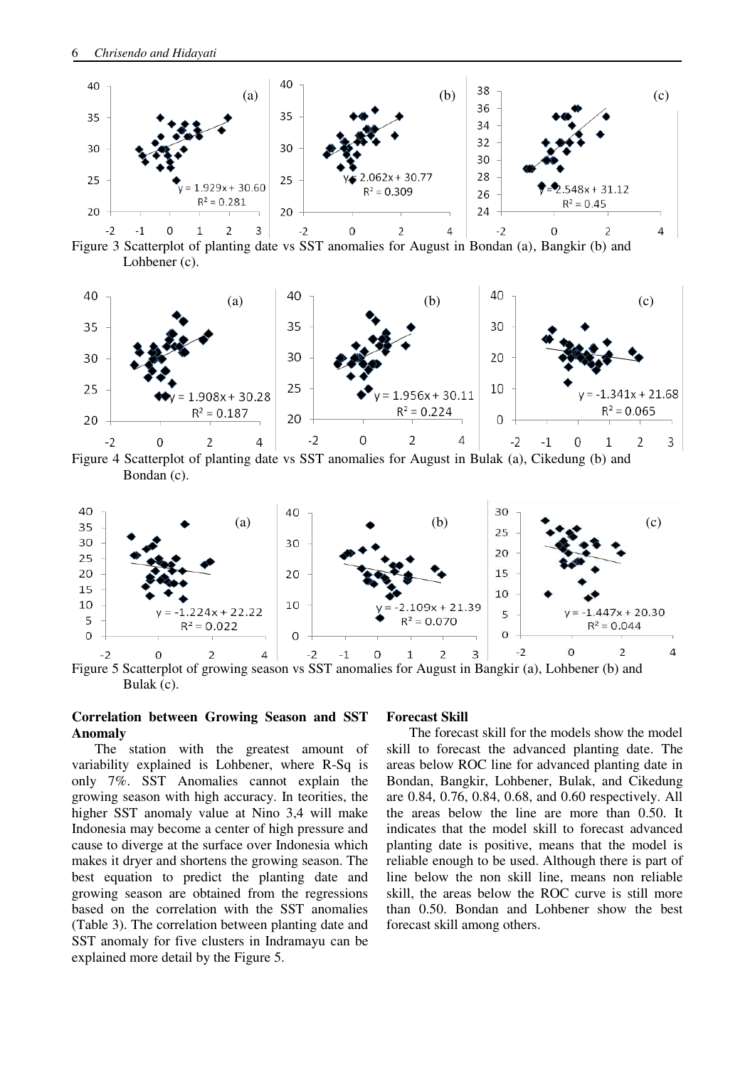Figure 3 Scatterplot of planting date vs SST anomalies for August in Bondan (a), Bangkir (b) and Lohbener (c).

Figure 4 Scatterplot of planting date vs SST anomalies for August in Bulak (a), Cikedung (b) and Bondan (c).

Figure 5 Scatterplot of growing season vs SST anomalies for August in Bangkir (a), Lohbener (b) and Bulak (c).

**Correlation between Growing Season and SST Anomaly**

The station with the greatest amount of variability explained is Lohbener, where R-Sq is only 7%. SST Anomalies cannot explain the growing season with high accuracy. In teorities, the higher SST anomaly value at Nino 3,4 will make Indonesia may become a center of high pressure and cause to diverge at the surface over Indonesia which makes it dryer and shortens the growing season. The best equation to predict the planting date and growing season are obtained from the regressions based on the correlation with the SST anomalies (Table 3). The correlation between planting date and SST anomaly for five clusters in Indramayu can be explained more detail by the Figure 5.

**Forecast Skill**

The forecast skill for the models show the model skill to forecast the advanced planting date. The areas below ROC line for advanced planting date in Bondan, Bangkir, Bulak, Lohbener, and Cikedung are 0.84, 0.76, 0.84, 0.68, and 0.60 respectively. All the areas below the line are more than 0.50. It indicates that the model skill to forecast advanced planting date is positive, means that the model is reliable enough to be used. Although there is part of line below the non skill line, means non reliable skill, the areas below the ROC curve is still more than 0.50. Bondan and Lohbener show the best forecast skill among others.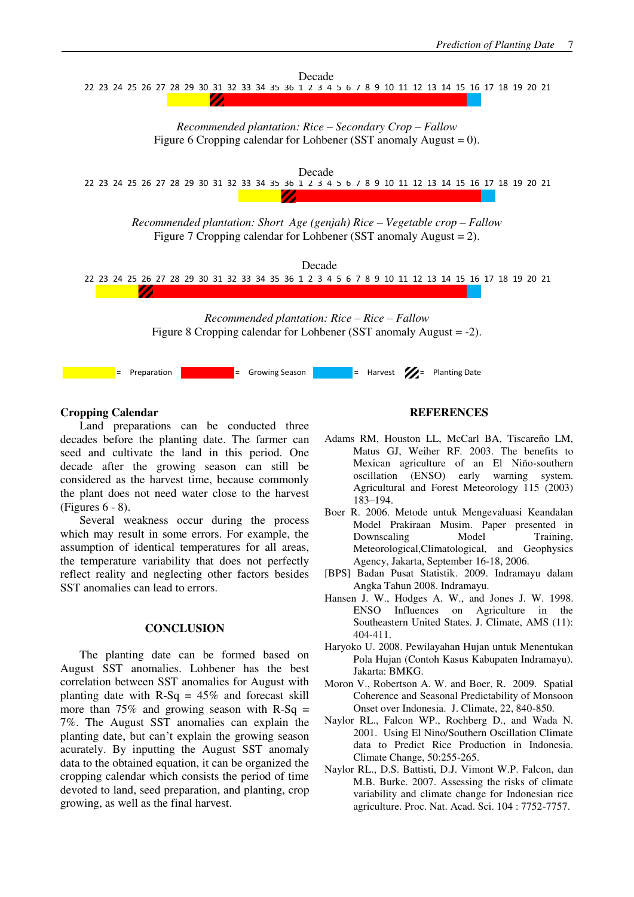Decade

22 23 24 25 26 27 28 29 30 31 32 33 34 35 36 1 2 3 4 5 6 7 8 9 10 11 12 13 14 15 16 17 18 19 20 21

*Recommended plantation: Rice – Secondary Crop – Fallow*

Figure 6 Cropping calendar for Lohbener (SST anomaly August = 0).

Decade

22 23 24 25 26 27 28 29 30 31 32 33 34 35 36 1 2 3 4 5 6 7 8 9 10 11 12 13 14 15 16 17 18 19 20 21

*Recommended plantation: Short Age (genjah) Rice – Vegetable crop – Fallow*

Figure 7 Cropping calendar for Lohbener (SST anomaly August = 2).

Decade

22 23 24 25 26 27 28 29 30 31 32 33 34 35 36 1 2 3 4 5 6 7 8 9 10 11 12 13 14 15 16 17 18 19 20 21

*Recommended plantation: Rice – Rice – Fallow*

Figure 8 Cropping calendar for Lohbener (SST anomaly August = -2).

= Preparation = Growing Season = Harvest = Planting Date

## Cropping Calendar

Land preparations can be conducted three decades before the planting date. The farmer can seed and cultivate the land in this period. One decade after the growing season can still be considered as the harvest time, because commonly the plant does not need water close to the harvest (Figures 6 - 8).

Several weakness occur during the process which may result in some errors. For example, the assumption of identical temperatures for all areas, the temperature variability that does not perfectly reflect reality and neglecting other factors besides SST anomalies can lead to errors.

## CONCLUSION

The planting date can be formed based on August SST anomalies. Lohbener has the best correlation between SST anomalies for August with planting date with R-Sq = 45% and forecast skill more than 75% and growing season with R-Sq = 7%. The August SST anomalies can explain the planting date, but can't explain the growing season acurately. By inputting the August SST anomaly data to the obtained equation, it can be organized the cropping calendar which consists the period of time devoted to land, seed preparation, and planting, crop growing, as well as the final harvest.

## REFERENCES

Adams RM, Houston LL, McCarl BA, Tiscareño LM, Matus GJ, Weiher RF. 2003. The benefits to Mexican agriculture of an El Niño-southern oscillation (ENSO) early warning system. Agricultural and Forest Meteorology 115 (2003) 183–194.

Boer R. 2006. Metode untuk Mengevaluasi Keandalan Model Prakiraan Musim. Paper presented in Downscaling Model Training, Meteorological,Climatological, and Geophysics Agency, Jakarta, September 16-18, 2006.

[BPS] Badan Pusat Statistik. 2009. Indramayu dalam Angka Tahun 2008. Indramayu.

Hansen J. W., Hodges A. W., and Jones J. W. 1998. ENSO Influences on Agriculture in the Southeastern United States. J. Climate, AMS (11): 404-411.

Haryoko U. 2008. Pewilayahan Hujan untuk Menentukan Pola Hujan (Contoh Kasus Kabupaten Indramayu). Jakarta: BMKG.

Moron V., Robertson A. W. and Boer, R. 2009. Spatial Coherence and Seasonal Predictability of Monsoon Onset over Indonesia. J. Climate, 22, 840-850.

Naylor RL., Falcon WP., Rochberg D., and Wada N. 2001. Using El Nino/Southern Oscillation Climate data to Predict Rice Production in Indonesia. Climate Change, 50:255-265.

Naylor RL., D.S. Battisti, D.J. Vimont W.P. Falcon, dan M.B. Burke. 2007. Assessing the risks of climate variability and climate change for Indonesian rice agriculture. Proc. Nat. Acad. Sci. 104 : 7752-7757.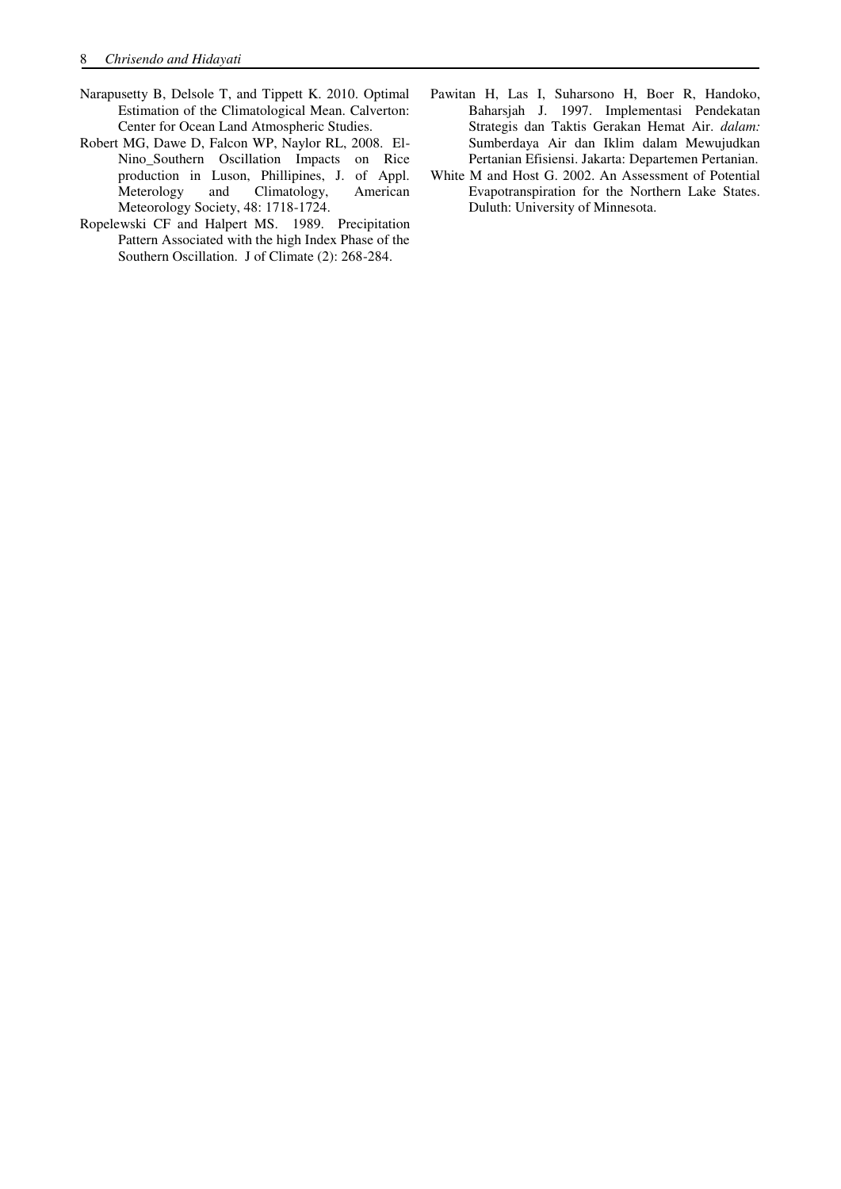Narapusetty B, Delsole T, and Tippett K. 2010. Optimal Estimation of the Climatological Mean. Calverton: Center for Ocean Land Atmospheric Studies.

Robert MG, Dawe D, Falcon WP, Naylor RL, 2008. El-Nino_Southern Oscillation Impacts on Rice production in Luson, Phillipines, J. of Appl. Meterology and Climatology, American Meteorology Society, 48: 1718-1724.

Ropelewski CF and Halpert MS. 1989. Precipitation Pattern Associated with the high Index Phase of the Southern Oscillation. J of Climate (2): 268-284.

Pawitan H, Las I, Suharsono H, Boer R, Handoko, Baharsjah J. 1997. Implementasi Pendekatan Strategis dan Taktis Gerakan Hemat Air. *dalam:* Sumberdaya Air dan Iklim dalam Mewujudkan Pertanian Efisiensi. Jakarta: Departemen Pertanian.

White M and Host G. 2002. An Assessment of Potential Evapotranspiration for the Northern Lake States. Duluth: University of Minnesota.